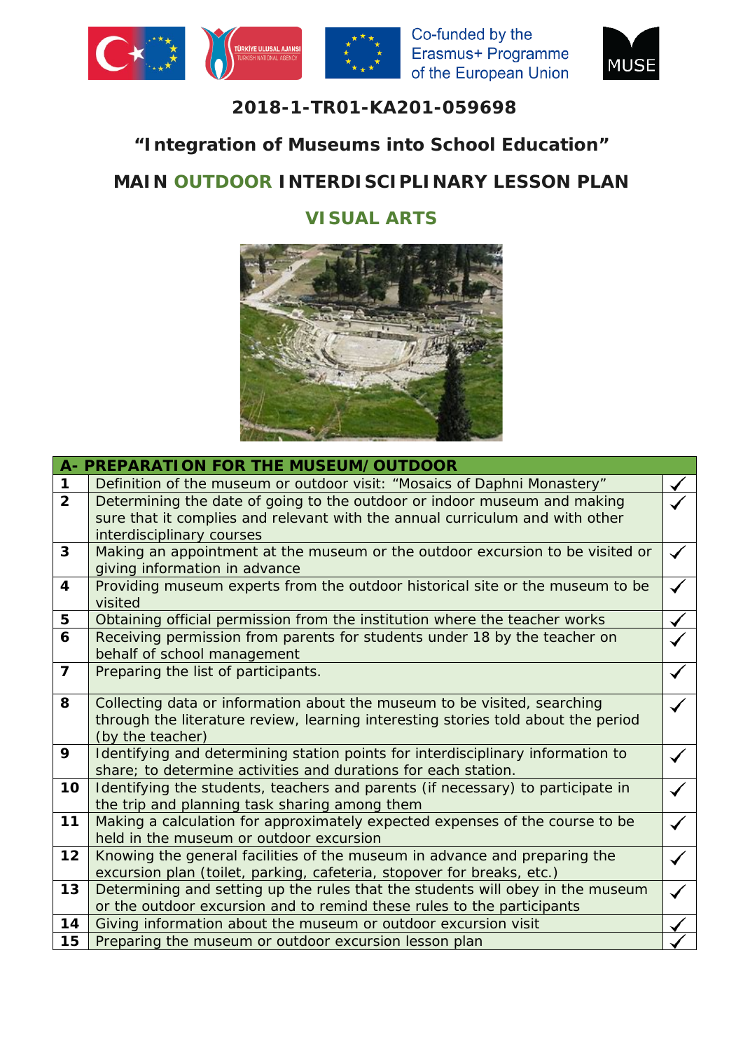Co-funded by the Erasmus+ Programme of the European Union

**2018-1-TR01-KA201-059698**

# "Integration of Museums into School Education"

## MAIN OUTDOOR INTERDISCIPLINARY LESSON PLAN

## VISUAL ARTS

| A- PREPARATION FOR THE MUSEUM/OUTDOOR | | |
|---|---|---|
| 1 | Definition of the museum or outdoor visit: "Mosaics of Daphni Monastery" | ✓ |
| 2 | Determining the date of going to the outdoor or indoor museum and making sure that it complies and relevant with the annual curriculum and with other interdisciplinary courses | ✓ |
| 3 | Making an appointment at the museum or the outdoor excursion to be visited or giving information in advance | ✓ |
| 4 | Providing museum experts from the outdoor historical site or the museum to be visited | ✓ |
| 5 | Obtaining official permission from the institution where the teacher works | ✓ |
| 6 | Receiving permission from parents for students under 18 by the teacher on behalf of school management | ✓ |
| 7 | Preparing the list of participants. | ✓ |
| 8 | Collecting data or information about the museum to be visited, searching through the literature review, learning interesting stories told about the period (by the teacher) | ✓ |
| 9 | Identifying and determining station points for interdisciplinary information to share; to determine activities and durations for each station. | ✓ |
| 10 | Identifying the students, teachers and parents (if necessary) to participate in the trip and planning task sharing among them | ✓ |
| 11 | Making a calculation for approximately expected expenses of the course to be held in the museum or outdoor excursion | ✓ |
| 12 | Knowing the general facilities of the museum in advance and preparing the excursion plan (toilet, parking, cafeteria, stopover for breaks, etc.) | ✓ |
| 13 | Determining and setting up the rules that the students will obey in the museum or the outdoor excursion and to remind these rules to the participants | ✓ |
| 14 | Giving information about the museum or outdoor excursion visit | ✓ |
| 15 | Preparing the museum or outdoor excursion lesson plan | ✓ |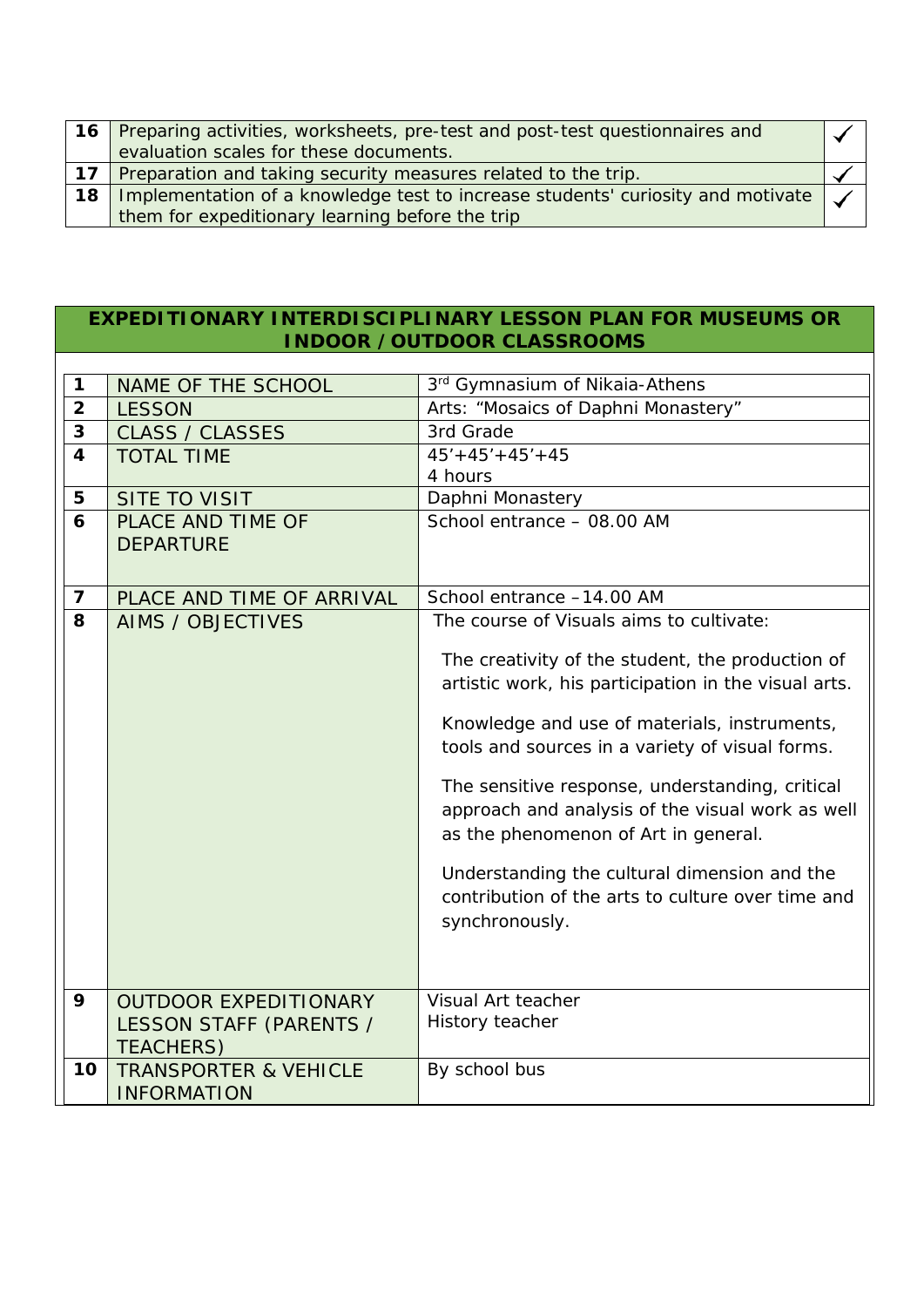| | | |
|---|---|---|
| 16 | Preparing activities, worksheets, pre-test and post-test questionnaires and evaluation scales for these documents. | ✓ |
| 17 | Preparation and taking security measures related to the trip. | ✓ |
| 18 | Implementation of a knowledge test to increase students' curiosity and motivate them for expeditionary learning before the trip | ✓ |

## EXPEDITIONARY INTERDISCIPLINARY LESSON PLAN FOR MUSEUMS OR INDOOR / OUTDOOR CLASSROOMS

| | | |
|---|---|---|
| 1 | NAME OF THE SCHOOL | 3rd Gymnasium of Nikaia-Athens |
| 2 | LESSON | Arts: "Mosaics of Daphni Monastery" |
| 3 | CLASS / CLASSES | 3rd Grade |
| 4 | TOTAL TIME | 45'+45'+45'+45<br>4 hours |
| 5 | SITE TO VISIT | Daphni Monastery |
| 6 | PLACE AND TIME OF DEPARTURE | School entrance – 08.00 AM |
| 7 | PLACE AND TIME OF ARRIVAL | School entrance –14.00 AM |
| 8 | AIMS / OBJECTIVES | The course of Visuals aims to cultivate:<br><br>The creativity of the student, the production of artistic work, his participation in the visual arts.<br><br>Knowledge and use of materials, instruments, tools and sources in a variety of visual forms.<br><br>The sensitive response, understanding, critical approach and analysis of the visual work as well as the phenomenon of Art in general.<br><br>Understanding the cultural dimension and the contribution of the arts to culture over time and synchronously. |
| 9 | OUTDOOR EXPEDITIONARY LESSON STAFF (PARENTS / TEACHERS) | Visual Art teacher<br>History teacher |
| 10 | TRANSPORTER & VEHICLE INFORMATION | By school bus |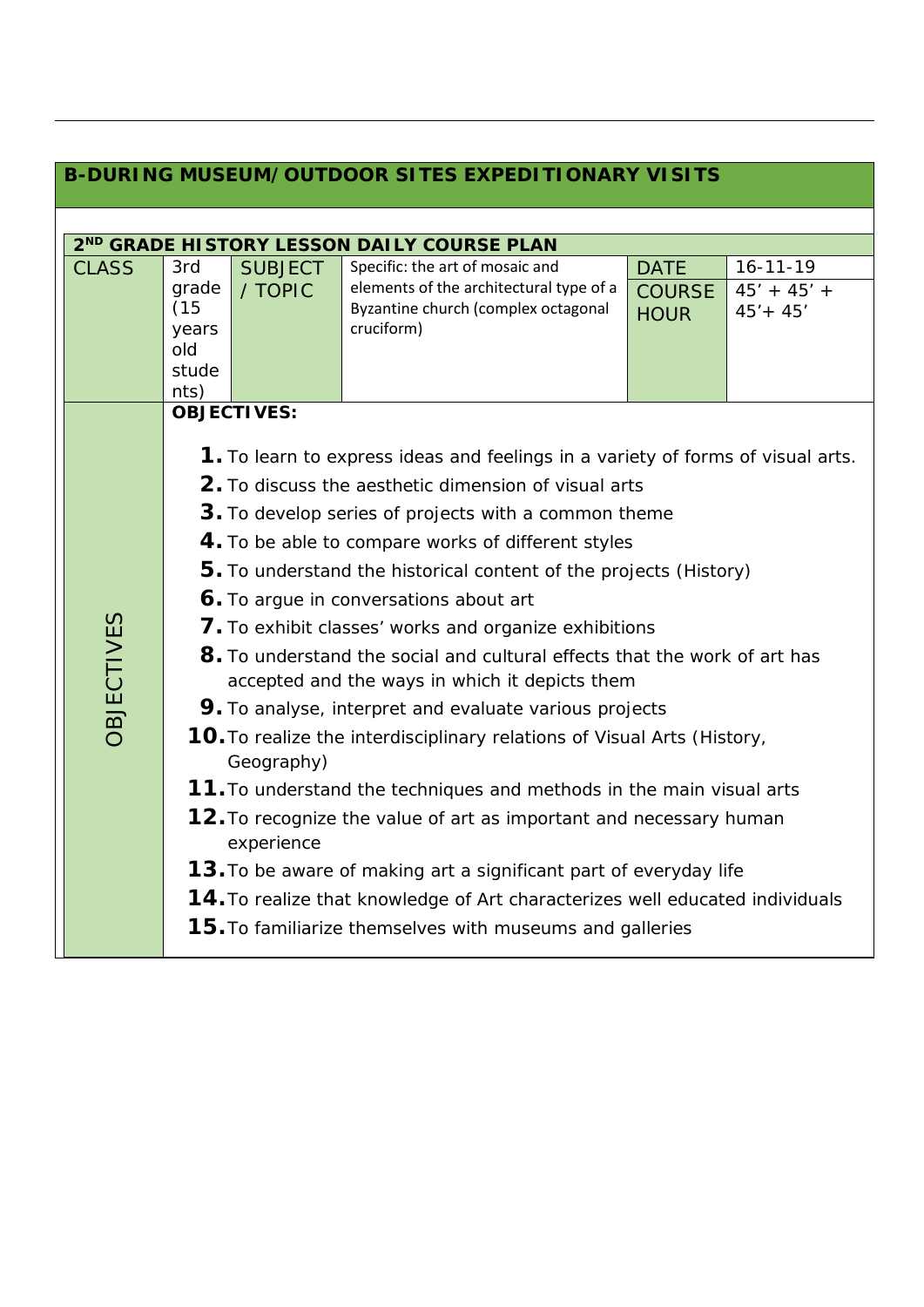## B-DURING MUSEUM/OUTDOOR SITES EXPEDITIONARY VISITS

| 2ND GRADE HISTORY LESSON DAILY COURSE PLAN | | | | | |
|---|---|---|---|---|---|
| CLASS | 3rd grade (15 years old students) | SUBJECT / TOPIC | Specific: the art of mosaic and elements of the architectural type of a Byzantine church (complex octagonal cruciform) | DATE<br>COURSE HOUR | 16-11-19<br>45' + 45' + 45'+ 45' |

**OBJECTIVES:**

1. To learn to express ideas and feelings in a variety of forms of visual arts.
2. To discuss the aesthetic dimension of visual arts
3. To develop series of projects with a common theme
4. To be able to compare works of different styles
5. To understand the historical content of the projects (History)
6. To argue in conversations about art
7. To exhibit classes' works and organize exhibitions
8. To understand the social and cultural effects that the work of art has accepted and the ways in which it depicts them
9. To analyse, interpret and evaluate various projects
10. To realize the interdisciplinary relations of Visual Arts (History, Geography)
11. To understand the techniques and methods in the main visual arts
12. To recognize the value of art as important and necessary human experience
13. To be aware of making art a significant part of everyday life
14. To realize that knowledge of Art characterizes well educated individuals
15. To familiarize themselves with museums and galleries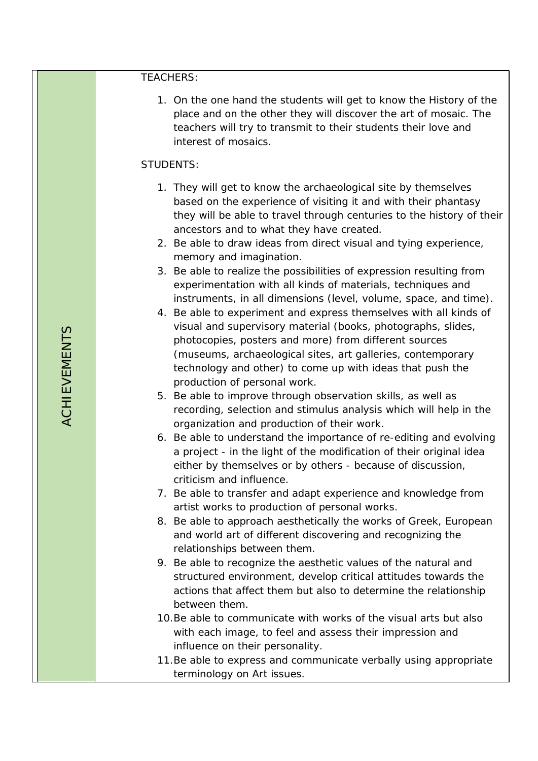| ACHIEVEMENTS | TEACHERS:<br><br>1. On the one hand the students will get to know the History of the place and on the other they will discover the art of mosaic. The teachers will try to transmit to their students their love and interest of mosaics.<br><br>STUDENTS:<br><br>1. They will get to know the archaeological site by themselves based on the experience of visiting it and with their phantasy they will be able to travel through centuries to the history of their ancestors and to what they have created.<br>2. Be able to draw ideas from direct visual and tying experience, memory and imagination.<br>3. Be able to realize the possibilities of expression resulting from experimentation with all kinds of materials, techniques and instruments, in all dimensions (level, volume, space, and time).<br>4. Be able to experiment and express themselves with all kinds of visual and supervisory material (books, photographs, slides, photocopies, posters and more) from different sources (museums, archaeological sites, art galleries, contemporary technology and other) to come up with ideas that push the production of personal work.<br>5. Be able to improve through observation skills, as well as recording, selection and stimulus analysis which will help in the organization and production of their work.<br>6. Be able to understand the importance of re-editing and evolving a project - in the light of the modification of their original idea either by themselves or by others - because of discussion, criticism and influence.<br>7. Be able to transfer and adapt experience and knowledge from artist works to production of personal works.<br>8. Be able to approach aesthetically the works of Greek, European and world art of different discovering and recognizing the relationships between them.<br>9. Be able to recognize the aesthetic values of the natural and structured environment, develop critical attitudes towards the actions that affect them but also to determine the relationship between them.<br>10. Be able to communicate with works of the visual arts but also with each image, to feel and assess their impression and influence on their personality.<br>11. Be able to express and communicate verbally using appropriate terminology on Art issues. |
|---|---|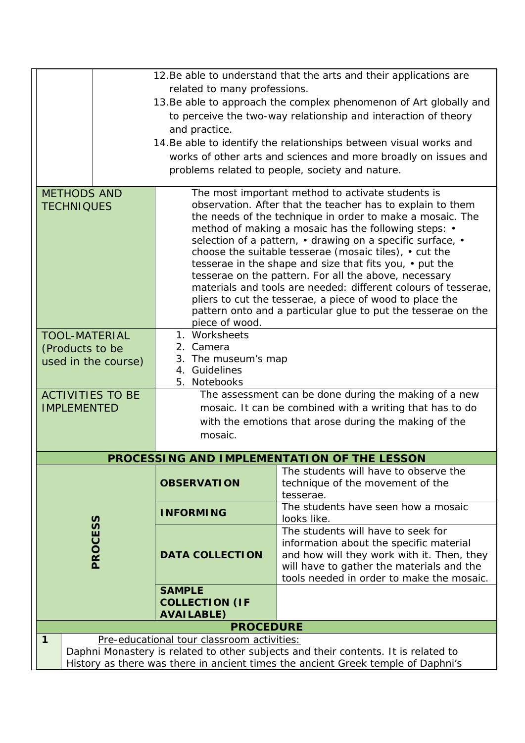|  |  |
|---|---|
|  | 12. Be able to understand that the arts and their applications are related to many professions.<br>13. Be able to approach the complex phenomenon of Art globally and to perceive the two-way relationship and interaction of theory and practice.<br>14. Be able to identify the relationships between visual works and works of other arts and sciences and more broadly on issues and problems related to people, society and nature. |
| METHODS AND TECHNIQUES | The most important method to activate students is observation. After that the teacher has to explain to them the needs of the technique in order to make a mosaic. The method of making a mosaic has the following steps: • selection of a pattern, • drawing on a specific surface, • choose the suitable tesserae (mosaic tiles), • cut the tesserae in the shape and size that fits you, • put the tesserae on the pattern. For all the above, necessary materials and tools are needed: different colours of tesserae, pliers to cut the tesserae, a piece of wood to place the pattern onto and a particular glue to put the tesserae on the piece of wood. |
| TOOL-MATERIAL (Products to be used in the course) | 1. Worksheets<br>2. Camera<br>3. The museum's map<br>4. Guidelines<br>5. Notebooks |
| ACTIVITIES TO BE IMPLEMENTED | The assessment can be done during the making of a new mosaic. It can be combined with a writing that has to do with the emotions that arose during the making of the mosaic. |

**PROCESSING AND IMPLEMENTATION OF THE LESSON**

| PROCESS | | |
|---|---|---|
| PROCESS | **OBSERVATION** | The students will have to observe the technique of the movement of the tesserae. |
| | **INFORMING** | The students have seen how a mosaic looks like. |
| | **DATA COLLECTION** | The students will have to seek for information about the specific material and how will they work with it. Then, they will have to gather the materials and the tools needed in order to make the mosaic. |
| | **SAMPLE COLLECTION (IF AVAILABLE)** | |

**PROCEDURE**

| | |
|---|---|
| **1** | Pre-educational tour classroom activities:<br>Daphni Monastery is related to other subjects and their contents. It is related to History as there was there in ancient times the ancient Greek temple of Daphni's |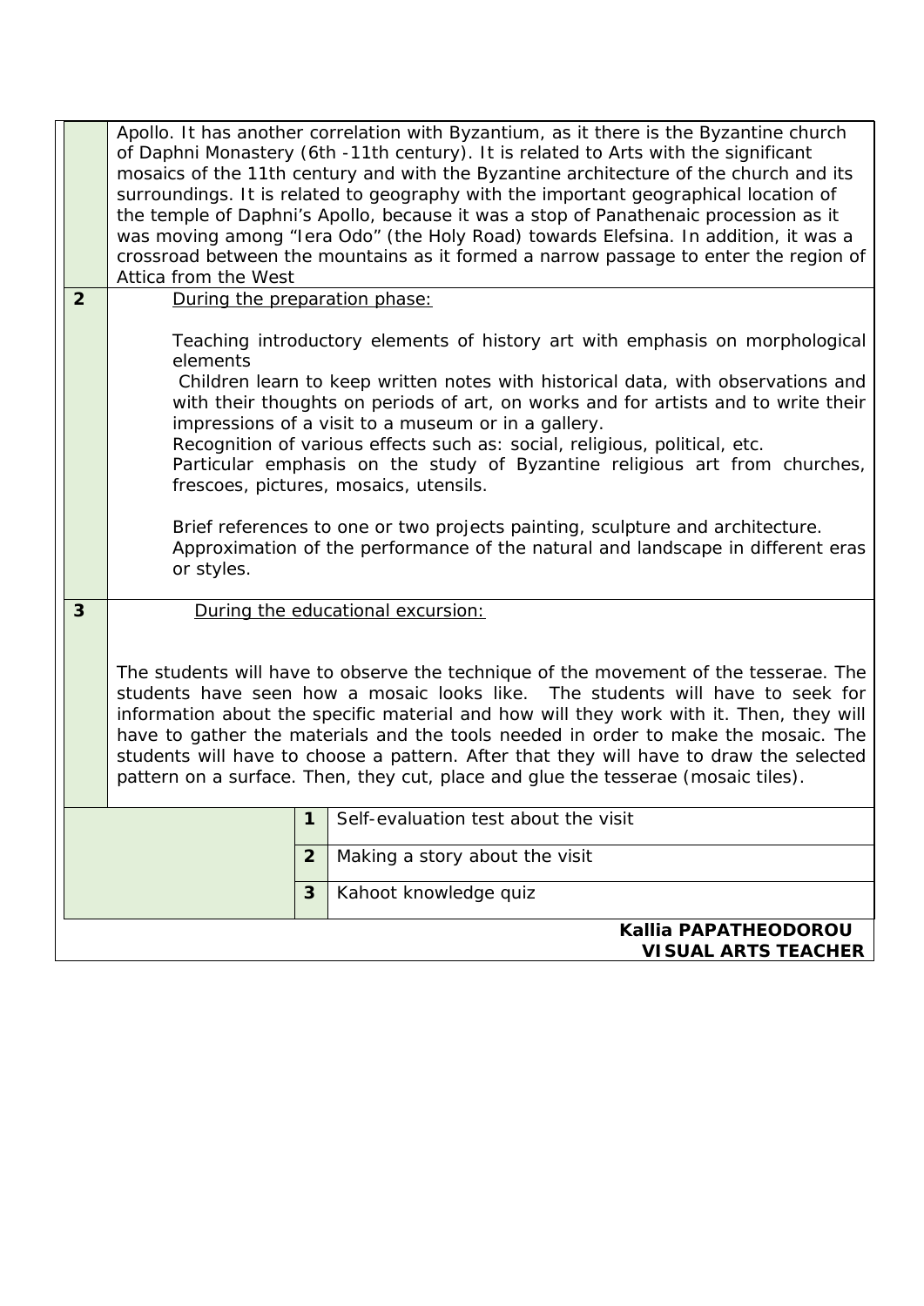| | |
|---|---|
| | Apollo. It has another correlation with Byzantium, as it there is the Byzantine church of Daphni Monastery (6th -11th century). It is related to Arts with the significant mosaics of the 11th century and with the Byzantine architecture of the church and its surroundings. It is related to geography with the important geographical location of the temple of Daphni's Apollo, because it was a stop of Panathenaic procession as it was moving among "Iera Odo" (the Holy Road) towards Elefsina. In addition, it was a crossroad between the mountains as it formed a narrow passage to enter the region of Attica from the West |
| **2** | <u>During the preparation phase:</u><br><br>Teaching introductory elements of history art with emphasis on morphological elements<br>Children learn to keep written notes with historical data, with observations and with their thoughts on periods of art, on works and for artists and to write their impressions of a visit to a museum or in a gallery.<br>Recognition of various effects such as: social, religious, political, etc.<br>Particular emphasis on the study of Byzantine religious art from churches, frescoes, pictures, mosaics, utensils.<br><br>Brief references to one or two projects painting, sculpture and architecture.<br>Approximation of the performance of the natural and landscape in different eras or styles. |
| **3** | <u>During the educational excursion:</u><br><br>The students will have to observe the technique of the movement of the tesserae. The students have seen how a mosaic looks like. The students will have to seek for information about the specific material and how will they work with it. Then, they will have to gather the materials and the tools needed in order to make the mosaic. The students will have to choose a pattern. After that they will have to draw the selected pattern on a surface. Then, they cut, place and glue the tesserae (mosaic tiles). |

| | | |
|---|---|---|
| | **1** | Self-evaluation test about the visit |
| | **2** | Making a story about the visit |
| | **3** | Kahoot knowledge quiz |

**Kallia PAPATHEODOROU**
**VISUAL ARTS TEACHER**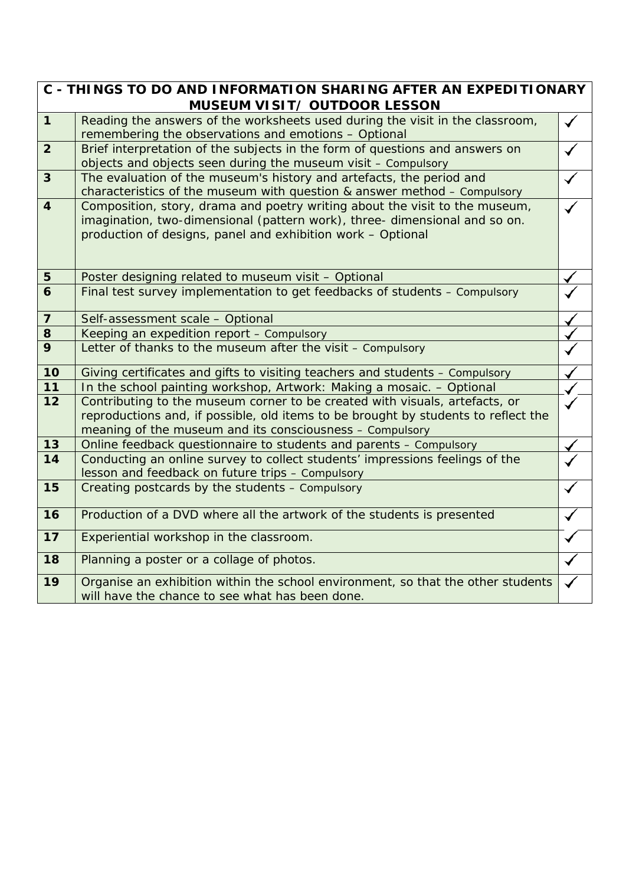| C - THINGS TO DO AND INFORMATION SHARING AFTER AN EXPEDITIONARY MUSEUM VISIT/ OUTDOOR LESSON | | |
|---|---|---|
| 1 | Reading the answers of the worksheets used during the visit in the classroom, remembering the observations and emotions – Optional | ✓ |
| 2 | Brief interpretation of the subjects in the form of questions and answers on objects and objects seen during the museum visit – Compulsory | ✓ |
| 3 | The evaluation of the museum's history and artefacts, the period and characteristics of the museum with question & answer method – Compulsory | ✓ |
| 4 | Composition, story, drama and poetry writing about the visit to the museum, imagination, two-dimensional (pattern work), three- dimensional and so on. production of designs, panel and exhibition work – Optional | ✓ |
| 5 | Poster designing related to museum visit – Optional | ✓ |
| 6 | Final test survey implementation to get feedbacks of students – Compulsory | ✓ |
| 7 | Self-assessment scale – Optional | ✓ |
| 8 | Keeping an expedition report – Compulsory | ✓ |
| 9 | Letter of thanks to the museum after the visit – Compulsory | ✓ |
| 10 | Giving certificates and gifts to visiting teachers and students – Compulsory | ✓ |
| 11 | In the school painting workshop, Artwork: Making a mosaic. – Optional | ✓ |
| 12 | Contributing to the museum corner to be created with visuals, artefacts, or reproductions and, if possible, old items to be brought by students to reflect the meaning of the museum and its consciousness – Compulsory | ✓ |
| 13 | Online feedback questionnaire to students and parents – Compulsory | ✓ |
| 14 | Conducting an online survey to collect students' impressions feelings of the lesson and feedback on future trips – Compulsory | ✓ |
| 15 | Creating postcards by the students – Compulsory | ✓ |
| 16 | Production of a DVD where all the artwork of the students is presented | ✓ |
| 17 | Experiential workshop in the classroom. | ✓ |
| 18 | Planning a poster or a collage of photos. | ✓ |
| 19 | Organise an exhibition within the school environment, so that the other students will have the chance to see what has been done. | ✓ |